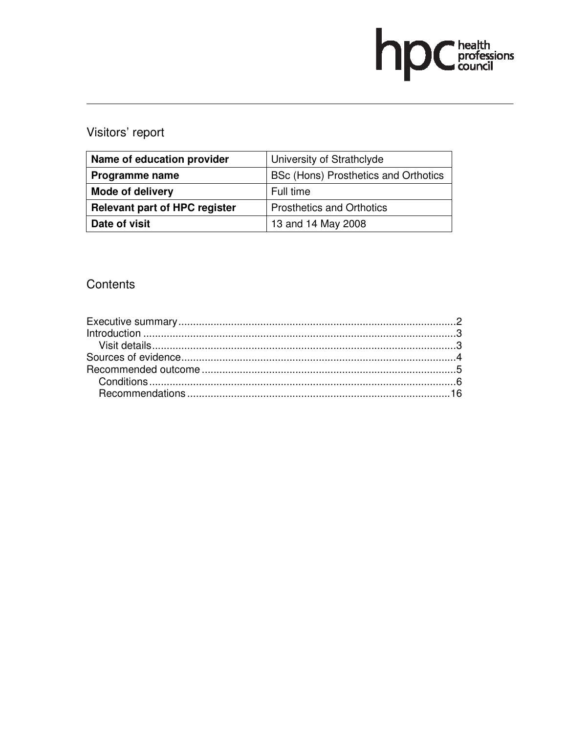# Visitors' report

| Name of education provider | University of Strathclyde |
|---|---|
| **Programme name** | BSc (Hons) Prosthetics and Orthotics |
| **Mode of delivery** | Full time |
| **Relevant part of HPC register** | Prosthetics and Orthotics |
| **Date of visit** | 13 and 14 May 2008 |

## Contents

Executive summary ............................................................ 2
Introduction ............................................................ 3
    Visit details ............................................................ 3
Sources of evidence ............................................................ 4
Recommended outcome ............................................................ 5
    Conditions ............................................................ 6
    Recommendations ............................................................ 16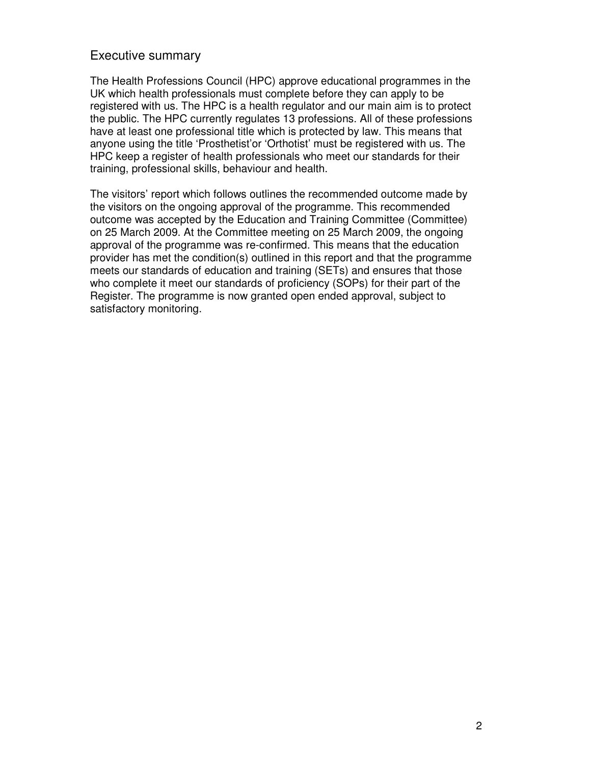## Executive summary

The Health Professions Council (HPC) approve educational programmes in the UK which health professionals must complete before they can apply to be registered with us. The HPC is a health regulator and our main aim is to protect the public. The HPC currently regulates 13 professions. All of these professions have at least one professional title which is protected by law. This means that anyone using the title 'Prosthetist'or 'Orthotist' must be registered with us. The HPC keep a register of health professionals who meet our standards for their training, professional skills, behaviour and health.

The visitors' report which follows outlines the recommended outcome made by the visitors on the ongoing approval of the programme. This recommended outcome was accepted by the Education and Training Committee (Committee) on 25 March 2009. At the Committee meeting on 25 March 2009, the ongoing approval of the programme was re-confirmed. This means that the education provider has met the condition(s) outlined in this report and that the programme meets our standards of education and training (SETs) and ensures that those who complete it meet our standards of proficiency (SOPs) for their part of the Register. The programme is now granted open ended approval, subject to satisfactory monitoring.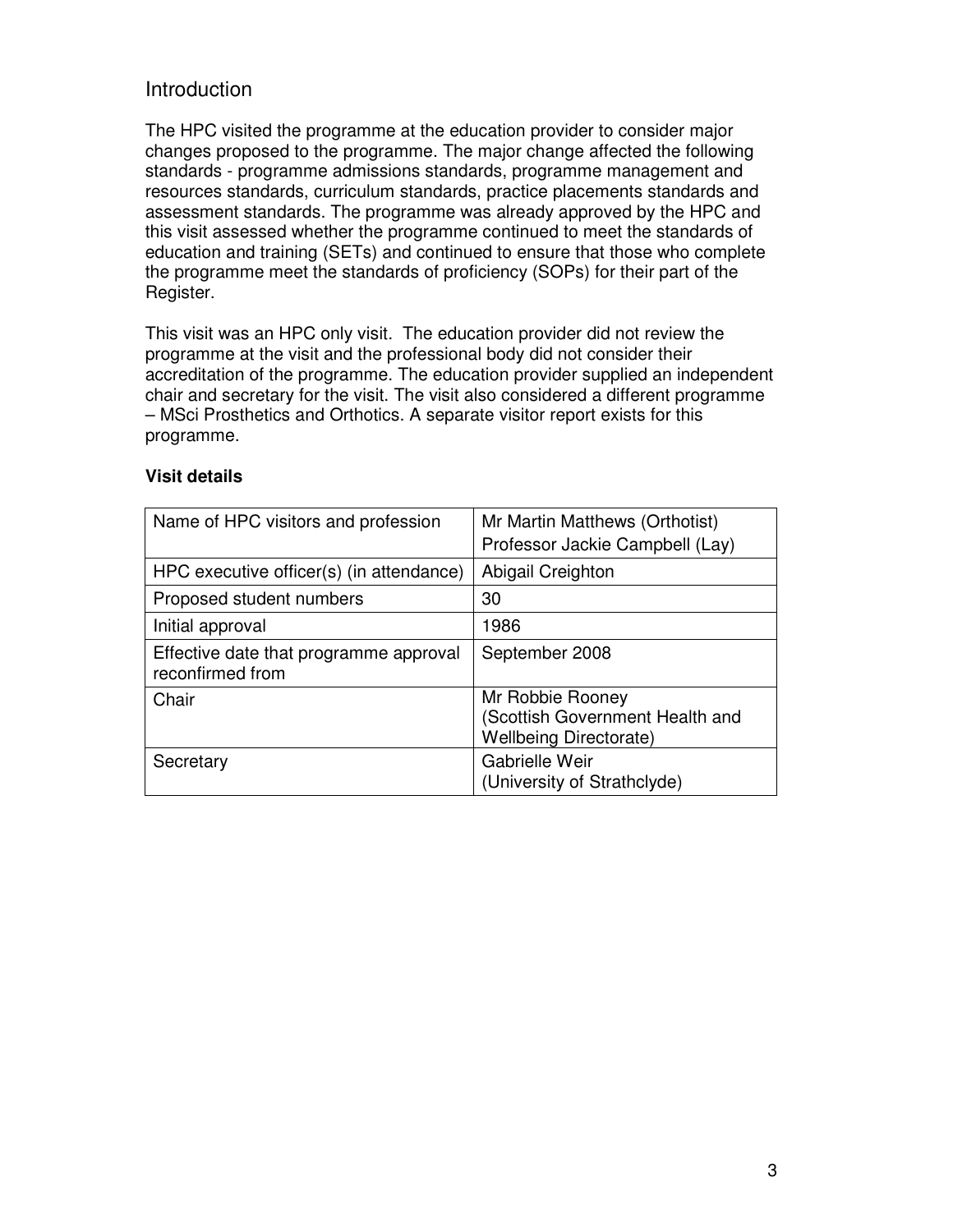## Introduction

The HPC visited the programme at the education provider to consider major changes proposed to the programme. The major change affected the following standards - programme admissions standards, programme management and resources standards, curriculum standards, practice placements standards and assessment standards. The programme was already approved by the HPC and this visit assessed whether the programme continued to meet the standards of education and training (SETs) and continued to ensure that those who complete the programme meet the standards of proficiency (SOPs) for their part of the Register.

This visit was an HPC only visit. The education provider did not review the programme at the visit and the professional body did not consider their accreditation of the programme. The education provider supplied an independent chair and secretary for the visit. The visit also considered a different programme – MSci Prosthetics and Orthotics. A separate visitor report exists for this programme.

**Visit details**

| | |
|---|---|
| Name of HPC visitors and profession | Mr Martin Matthews (Orthotist)<br>Professor Jackie Campbell (Lay) |
| HPC executive officer(s) (in attendance) | Abigail Creighton |
| Proposed student numbers | 30 |
| Initial approval | 1986 |
| Effective date that programme approval reconfirmed from | September 2008 |
| Chair | Mr Robbie Rooney<br>(Scottish Government Health and Wellbeing Directorate) |
| Secretary | Gabrielle Weir<br>(University of Strathclyde) |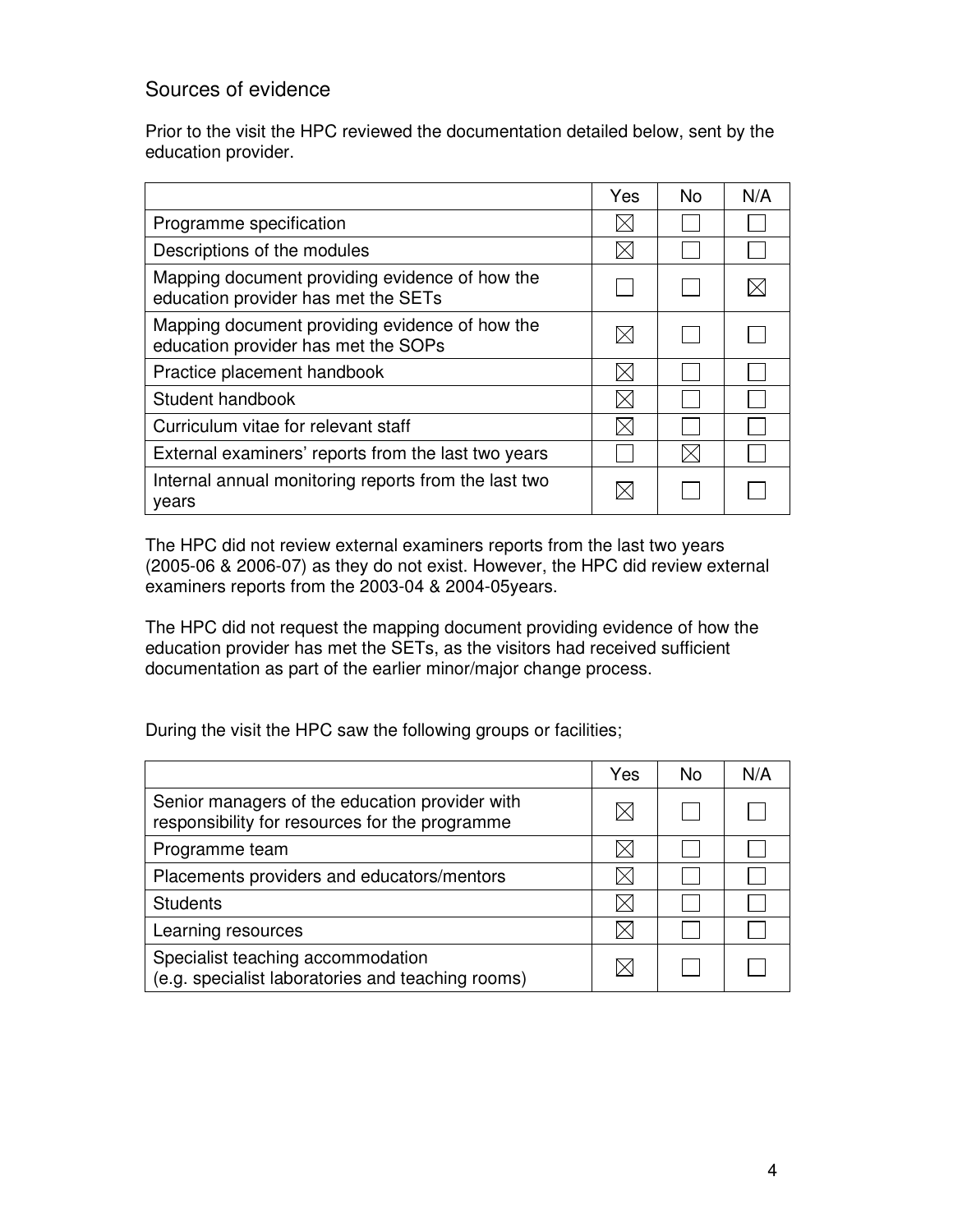## Sources of evidence

Prior to the visit the HPC reviewed the documentation detailed below, sent by the education provider.

| | Yes | No | N/A |
|---|---|---|---|
| Programme specification | ☒ | ☐ | ☐ |
| Descriptions of the modules | ☒ | ☐ | ☐ |
| Mapping document providing evidence of how the education provider has met the SETs | ☐ | ☐ | ☒ |
| Mapping document providing evidence of how the education provider has met the SOPs | ☒ | ☐ | ☐ |
| Practice placement handbook | ☒ | ☐ | ☐ |
| Student handbook | ☒ | ☐ | ☐ |
| Curriculum vitae for relevant staff | ☒ | ☐ | ☐ |
| External examiners' reports from the last two years | ☐ | ☒ | ☐ |
| Internal annual monitoring reports from the last two years | ☒ | ☐ | ☐ |

The HPC did not review external examiners reports from the last two years (2005-06 & 2006-07) as they do not exist. However, the HPC did review external examiners reports from the 2003-04 & 2004-05years.

The HPC did not request the mapping document providing evidence of how the education provider has met the SETs, as the visitors had received sufficient documentation as part of the earlier minor/major change process.

During the visit the HPC saw the following groups or facilities;

| | Yes | No | N/A |
|---|---|---|---|
| Senior managers of the education provider with responsibility for resources for the programme | ☒ | ☐ | ☐ |
| Programme team | ☒ | ☐ | ☐ |
| Placements providers and educators/mentors | ☒ | ☐ | ☐ |
| Students | ☒ | ☐ | ☐ |
| Learning resources | ☒ | ☐ | ☐ |
| Specialist teaching accommodation (e.g. specialist laboratories and teaching rooms) | ☒ | ☐ | ☐ |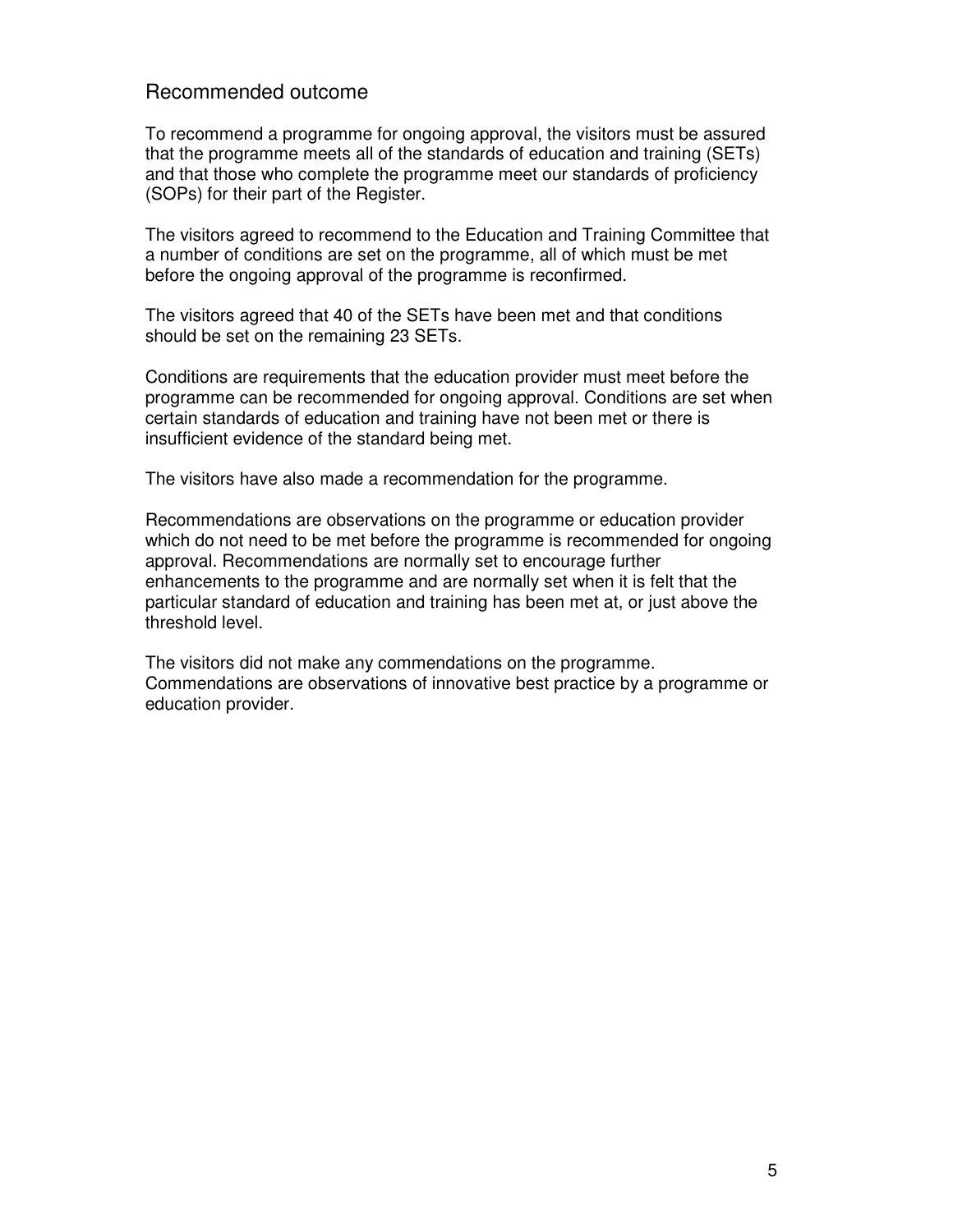## Recommended outcome

To recommend a programme for ongoing approval, the visitors must be assured that the programme meets all of the standards of education and training (SETs) and that those who complete the programme meet our standards of proficiency (SOPs) for their part of the Register.

The visitors agreed to recommend to the Education and Training Committee that a number of conditions are set on the programme, all of which must be met before the ongoing approval of the programme is reconfirmed.

The visitors agreed that 40 of the SETs have been met and that conditions should be set on the remaining 23 SETs.

Conditions are requirements that the education provider must meet before the programme can be recommended for ongoing approval. Conditions are set when certain standards of education and training have not been met or there is insufficient evidence of the standard being met.

The visitors have also made a recommendation for the programme.

Recommendations are observations on the programme or education provider which do not need to be met before the programme is recommended for ongoing approval. Recommendations are normally set to encourage further enhancements to the programme and are normally set when it is felt that the particular standard of education and training has been met at, or just above the threshold level.

The visitors did not make any commendations on the programme. Commendations are observations of innovative best practice by a programme or education provider.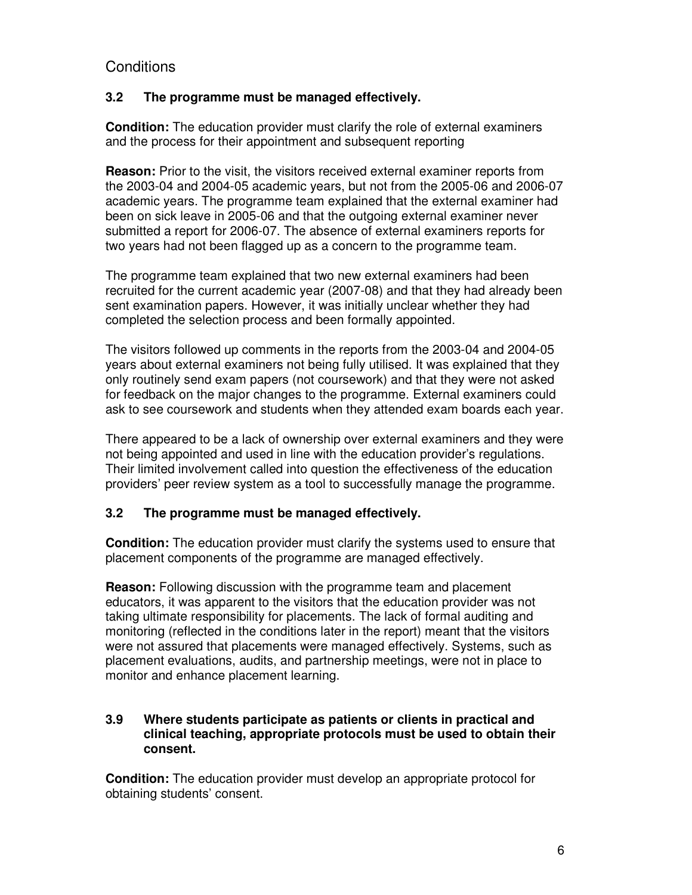## Conditions

### 3.2 The programme must be managed effectively.

**Condition:** The education provider must clarify the role of external examiners and the process for their appointment and subsequent reporting

**Reason:** Prior to the visit, the visitors received external examiner reports from the 2003-04 and 2004-05 academic years, but not from the 2005-06 and 2006-07 academic years. The programme team explained that the external examiner had been on sick leave in 2005-06 and that the outgoing external examiner never submitted a report for 2006-07. The absence of external examiners reports for two years had not been flagged up as a concern to the programme team.

The programme team explained that two new external examiners had been recruited for the current academic year (2007-08) and that they had already been sent examination papers. However, it was initially unclear whether they had completed the selection process and been formally appointed.

The visitors followed up comments in the reports from the 2003-04 and 2004-05 years about external examiners not being fully utilised. It was explained that they only routinely send exam papers (not coursework) and that they were not asked for feedback on the major changes to the programme. External examiners could ask to see coursework and students when they attended exam boards each year.

There appeared to be a lack of ownership over external examiners and they were not being appointed and used in line with the education provider's regulations. Their limited involvement called into question the effectiveness of the education providers' peer review system as a tool to successfully manage the programme.

### 3.2 The programme must be managed effectively.

**Condition:** The education provider must clarify the systems used to ensure that placement components of the programme are managed effectively.

**Reason:** Following discussion with the programme team and placement educators, it was apparent to the visitors that the education provider was not taking ultimate responsibility for placements. The lack of formal auditing and monitoring (reflected in the conditions later in the report) meant that the visitors were not assured that placements were managed effectively. Systems, such as placement evaluations, audits, and partnership meetings, were not in place to monitor and enhance placement learning.

### 3.9 Where students participate as patients or clients in practical and clinical teaching, appropriate protocols must be used to obtain their consent.

**Condition:** The education provider must develop an appropriate protocol for obtaining students' consent.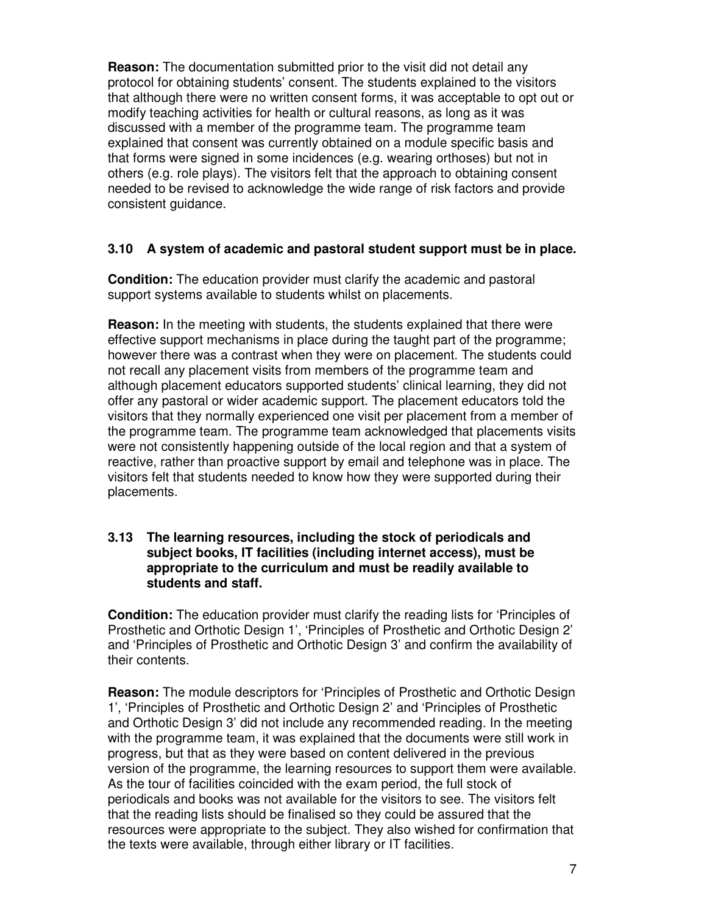**Reason:** The documentation submitted prior to the visit did not detail any protocol for obtaining students' consent. The students explained to the visitors that although there were no written consent forms, it was acceptable to opt out or modify teaching activities for health or cultural reasons, as long as it was discussed with a member of the programme team. The programme team explained that consent was currently obtained on a module specific basis and that forms were signed in some incidences (e.g. wearing orthoses) but not in others (e.g. role plays). The visitors felt that the approach to obtaining consent needed to be revised to acknowledge the wide range of risk factors and provide consistent guidance.

**3.10 A system of academic and pastoral student support must be in place.**

**Condition:** The education provider must clarify the academic and pastoral support systems available to students whilst on placements.

**Reason:** In the meeting with students, the students explained that there were effective support mechanisms in place during the taught part of the programme; however there was a contrast when they were on placement. The students could not recall any placement visits from members of the programme team and although placement educators supported students' clinical learning, they did not offer any pastoral or wider academic support. The placement educators told the visitors that they normally experienced one visit per placement from a member of the programme team. The programme team acknowledged that placements visits were not consistently happening outside of the local region and that a system of reactive, rather than proactive support by email and telephone was in place. The visitors felt that students needed to know how they were supported during their placements.

**3.13 The learning resources, including the stock of periodicals and subject books, IT facilities (including internet access), must be appropriate to the curriculum and must be readily available to students and staff.**

**Condition:** The education provider must clarify the reading lists for 'Principles of Prosthetic and Orthotic Design 1', 'Principles of Prosthetic and Orthotic Design 2' and 'Principles of Prosthetic and Orthotic Design 3' and confirm the availability of their contents.

**Reason:** The module descriptors for 'Principles of Prosthetic and Orthotic Design 1', 'Principles of Prosthetic and Orthotic Design 2' and 'Principles of Prosthetic and Orthotic Design 3' did not include any recommended reading. In the meeting with the programme team, it was explained that the documents were still work in progress, but that as they were based on content delivered in the previous version of the programme, the learning resources to support them were available. As the tour of facilities coincided with the exam period, the full stock of periodicals and books was not available for the visitors to see. The visitors felt that the reading lists should be finalised so they could be assured that the resources were appropriate to the subject. They also wished for confirmation that the texts were available, through either library or IT facilities.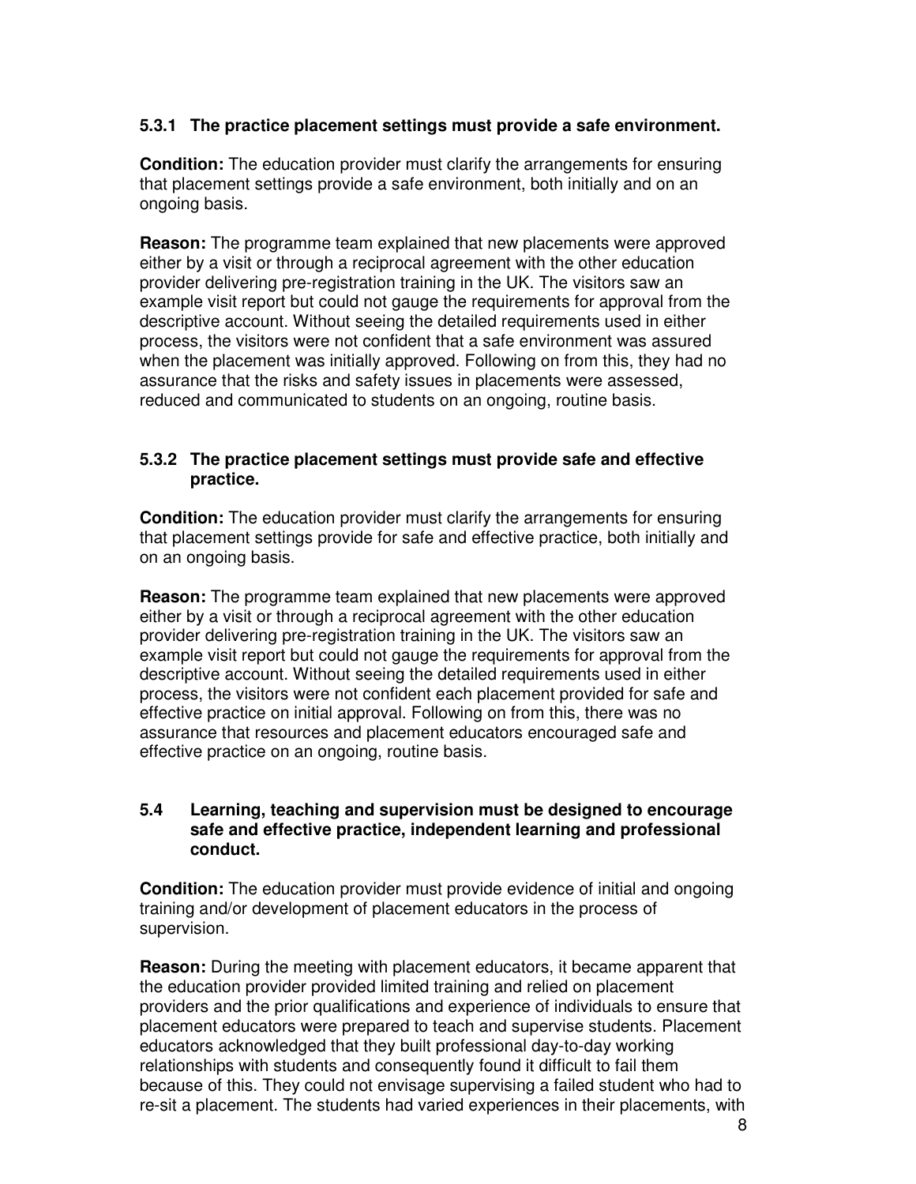### 5.3.1 The practice placement settings must provide a safe environment.

**Condition:** The education provider must clarify the arrangements for ensuring that placement settings provide a safe environment, both initially and on an ongoing basis.

**Reason:** The programme team explained that new placements were approved either by a visit or through a reciprocal agreement with the other education provider delivering pre-registration training in the UK. The visitors saw an example visit report but could not gauge the requirements for approval from the descriptive account. Without seeing the detailed requirements used in either process, the visitors were not confident that a safe environment was assured when the placement was initially approved. Following on from this, they had no assurance that the risks and safety issues in placements were assessed, reduced and communicated to students on an ongoing, routine basis.

### 5.3.2 The practice placement settings must provide safe and effective practice.

**Condition:** The education provider must clarify the arrangements for ensuring that placement settings provide for safe and effective practice, both initially and on an ongoing basis.

**Reason:** The programme team explained that new placements were approved either by a visit or through a reciprocal agreement with the other education provider delivering pre-registration training in the UK. The visitors saw an example visit report but could not gauge the requirements for approval from the descriptive account. Without seeing the detailed requirements used in either process, the visitors were not confident each placement provided for safe and effective practice on initial approval. Following on from this, there was no assurance that resources and placement educators encouraged safe and effective practice on an ongoing, routine basis.

### 5.4 Learning, teaching and supervision must be designed to encourage safe and effective practice, independent learning and professional conduct.

**Condition:** The education provider must provide evidence of initial and ongoing training and/or development of placement educators in the process of supervision.

**Reason:** During the meeting with placement educators, it became apparent that the education provider provided limited training and relied on placement providers and the prior qualifications and experience of individuals to ensure that placement educators were prepared to teach and supervise students. Placement educators acknowledged that they built professional day-to-day working relationships with students and consequently found it difficult to fail them because of this. They could not envisage supervising a failed student who had to re-sit a placement. The students had varied experiences in their placements, with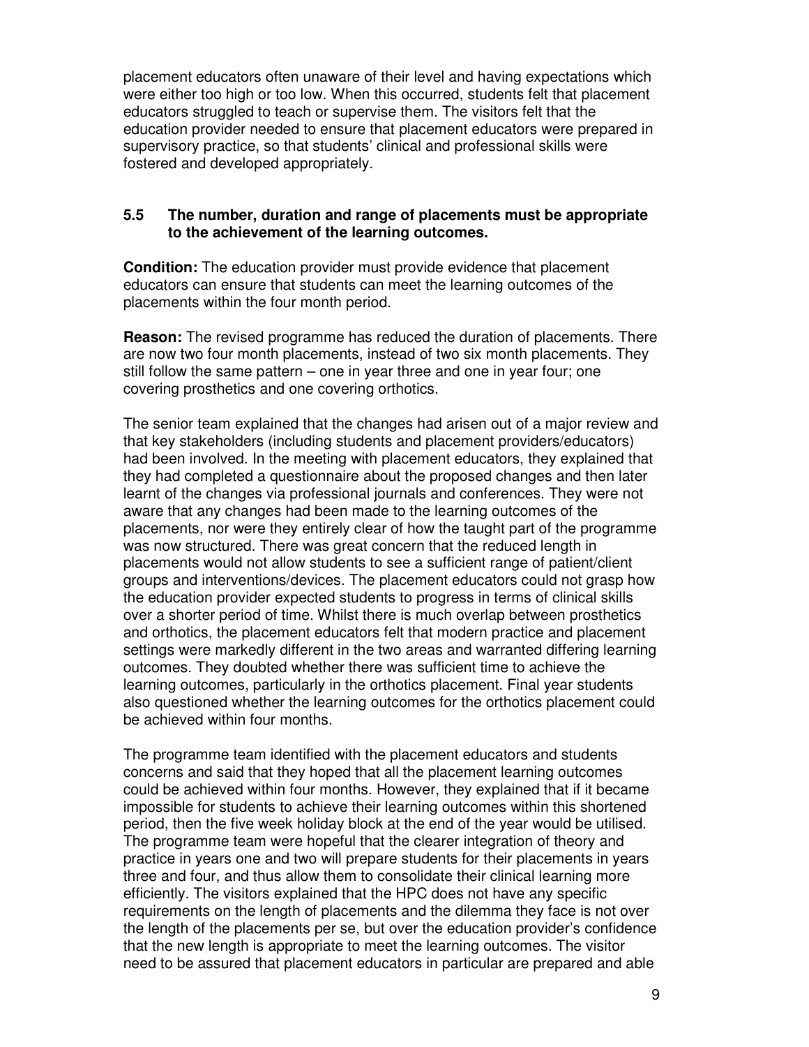placement educators often unaware of their level and having expectations which were either too high or too low. When this occurred, students felt that placement educators struggled to teach or supervise them. The visitors felt that the education provider needed to ensure that placement educators were prepared in supervisory practice, so that students' clinical and professional skills were fostered and developed appropriately.

### 5.5 The number, duration and range of placements must be appropriate to the achievement of the learning outcomes.

**Condition:** The education provider must provide evidence that placement educators can ensure that students can meet the learning outcomes of the placements within the four month period.

**Reason:** The revised programme has reduced the duration of placements. There are now two four month placements, instead of two six month placements. They still follow the same pattern – one in year three and one in year four; one covering prosthetics and one covering orthotics.

The senior team explained that the changes had arisen out of a major review and that key stakeholders (including students and placement providers/educators) had been involved. In the meeting with placement educators, they explained that they had completed a questionnaire about the proposed changes and then later learnt of the changes via professional journals and conferences. They were not aware that any changes had been made to the learning outcomes of the placements, nor were they entirely clear of how the taught part of the programme was now structured. There was great concern that the reduced length in placements would not allow students to see a sufficient range of patient/client groups and interventions/devices. The placement educators could not grasp how the education provider expected students to progress in terms of clinical skills over a shorter period of time. Whilst there is much overlap between prosthetics and orthotics, the placement educators felt that modern practice and placement settings were markedly different in the two areas and warranted differing learning outcomes. They doubted whether there was sufficient time to achieve the learning outcomes, particularly in the orthotics placement. Final year students also questioned whether the learning outcomes for the orthotics placement could be achieved within four months.

The programme team identified with the placement educators and students concerns and said that they hoped that all the placement learning outcomes could be achieved within four months. However, they explained that if it became impossible for students to achieve their learning outcomes within this shortened period, then the five week holiday block at the end of the year would be utilised. The programme team were hopeful that the clearer integration of theory and practice in years one and two will prepare students for their placements in years three and four, and thus allow them to consolidate their clinical learning more efficiently. The visitors explained that the HPC does not have any specific requirements on the length of placements and the dilemma they face is not over the length of the placements per se, but over the education provider's confidence that the new length is appropriate to meet the learning outcomes. The visitor need to be assured that placement educators in particular are prepared and able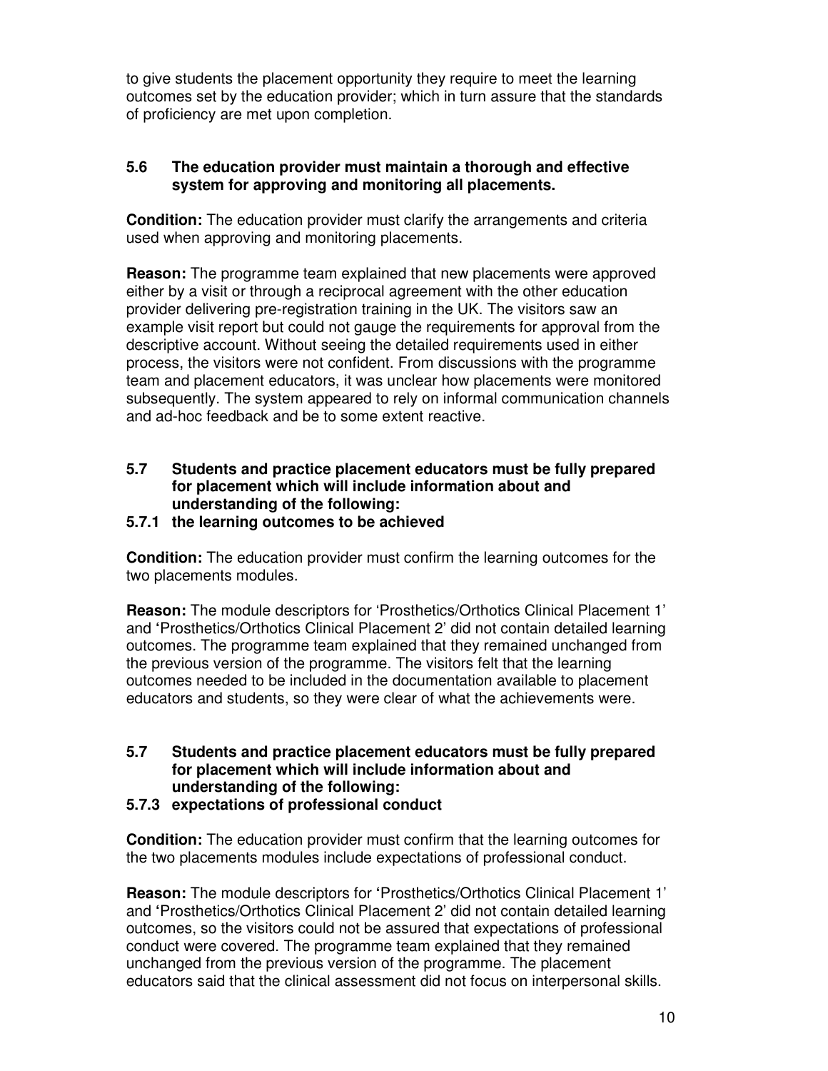to give students the placement opportunity they require to meet the learning outcomes set by the education provider; which in turn assure that the standards of proficiency are met upon completion.

**5.6 The education provider must maintain a thorough and effective system for approving and monitoring all placements.**

**Condition:** The education provider must clarify the arrangements and criteria used when approving and monitoring placements.

**Reason:** The programme team explained that new placements were approved either by a visit or through a reciprocal agreement with the other education provider delivering pre-registration training in the UK. The visitors saw an example visit report but could not gauge the requirements for approval from the descriptive account. Without seeing the detailed requirements used in either process, the visitors were not confident. From discussions with the programme team and placement educators, it was unclear how placements were monitored subsequently. The system appeared to rely on informal communication channels and ad-hoc feedback and be to some extent reactive.

**5.7 Students and practice placement educators must be fully prepared for placement which will include information about and understanding of the following:**
**5.7.1 the learning outcomes to be achieved**

**Condition:** The education provider must confirm the learning outcomes for the two placements modules.

**Reason:** The module descriptors for 'Prosthetics/Orthotics Clinical Placement 1' and 'Prosthetics/Orthotics Clinical Placement 2' did not contain detailed learning outcomes. The programme team explained that they remained unchanged from the previous version of the programme. The visitors felt that the learning outcomes needed to be included in the documentation available to placement educators and students, so they were clear of what the achievements were.

**5.7 Students and practice placement educators must be fully prepared for placement which will include information about and understanding of the following:**
**5.7.3 expectations of professional conduct**

**Condition:** The education provider must confirm that the learning outcomes for the two placements modules include expectations of professional conduct.

**Reason:** The module descriptors for 'Prosthetics/Orthotics Clinical Placement 1' and 'Prosthetics/Orthotics Clinical Placement 2' did not contain detailed learning outcomes, so the visitors could not be assured that expectations of professional conduct were covered. The programme team explained that they remained unchanged from the previous version of the programme. The placement educators said that the clinical assessment did not focus on interpersonal skills.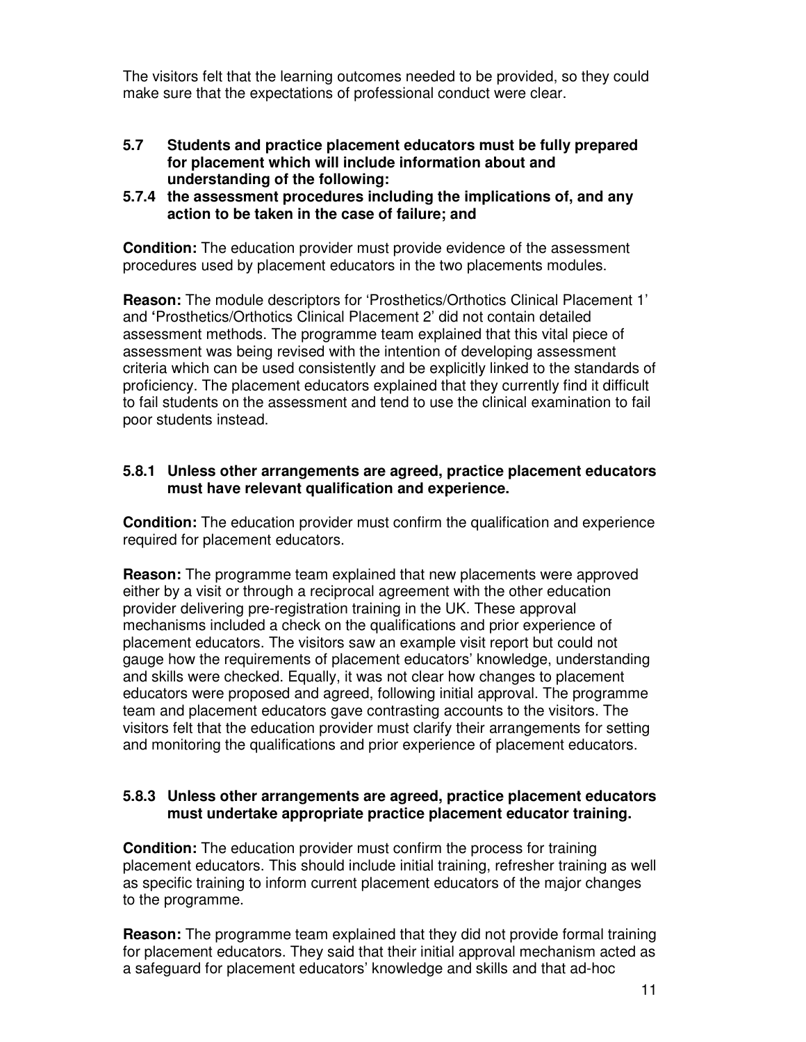The visitors felt that the learning outcomes needed to be provided, so they could make sure that the expectations of professional conduct were clear.

**5.7 Students and practice placement educators must be fully prepared for placement which will include information about and understanding of the following:**

**5.7.4 the assessment procedures including the implications of, and any action to be taken in the case of failure; and**

**Condition:** The education provider must provide evidence of the assessment procedures used by placement educators in the two placements modules.

**Reason:** The module descriptors for 'Prosthetics/Orthotics Clinical Placement 1' and **'**Prosthetics/Orthotics Clinical Placement 2' did not contain detailed assessment methods. The programme team explained that this vital piece of assessment was being revised with the intention of developing assessment criteria which can be used consistently and be explicitly linked to the standards of proficiency. The placement educators explained that they currently find it difficult to fail students on the assessment and tend to use the clinical examination to fail poor students instead.

**5.8.1 Unless other arrangements are agreed, practice placement educators must have relevant qualification and experience.**

**Condition:** The education provider must confirm the qualification and experience required for placement educators.

**Reason:** The programme team explained that new placements were approved either by a visit or through a reciprocal agreement with the other education provider delivering pre-registration training in the UK. These approval mechanisms included a check on the qualifications and prior experience of placement educators. The visitors saw an example visit report but could not gauge how the requirements of placement educators' knowledge, understanding and skills were checked. Equally, it was not clear how changes to placement educators were proposed and agreed, following initial approval. The programme team and placement educators gave contrasting accounts to the visitors. The visitors felt that the education provider must clarify their arrangements for setting and monitoring the qualifications and prior experience of placement educators.

**5.8.3 Unless other arrangements are agreed, practice placement educators must undertake appropriate practice placement educator training.**

**Condition:** The education provider must confirm the process for training placement educators. This should include initial training, refresher training as well as specific training to inform current placement educators of the major changes to the programme.

**Reason:** The programme team explained that they did not provide formal training for placement educators. They said that their initial approval mechanism acted as a safeguard for placement educators' knowledge and skills and that ad-hoc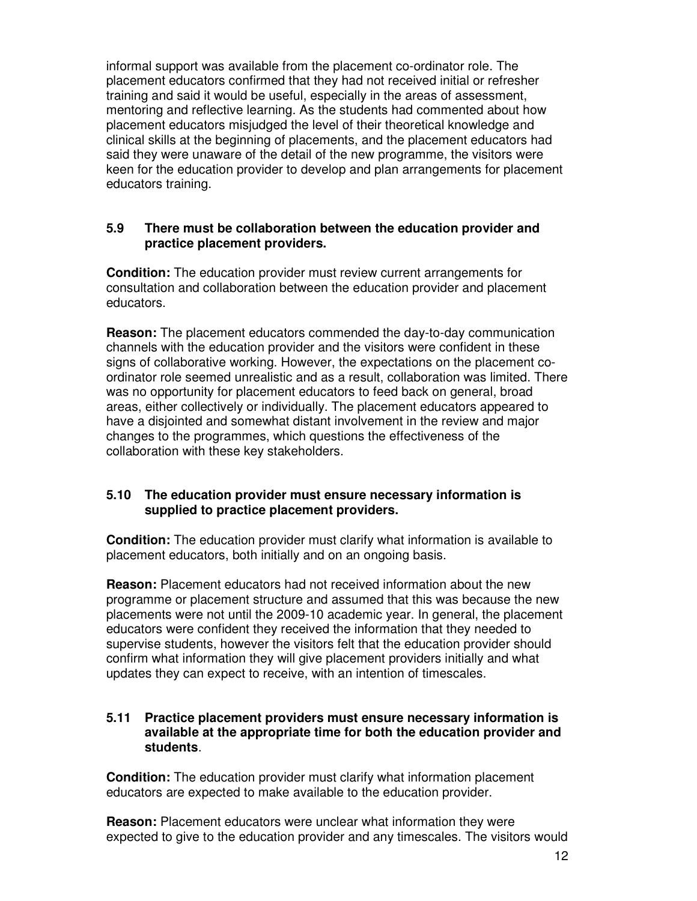informal support was available from the placement co-ordinator role. The placement educators confirmed that they had not received initial or refresher training and said it would be useful, especially in the areas of assessment, mentoring and reflective learning. As the students had commented about how placement educators misjudged the level of their theoretical knowledge and clinical skills at the beginning of placements, and the placement educators had said they were unaware of the detail of the new programme, the visitors were keen for the education provider to develop and plan arrangements for placement educators training.

### 5.9 There must be collaboration between the education provider and practice placement providers.

**Condition:** The education provider must review current arrangements for consultation and collaboration between the education provider and placement educators.

**Reason:** The placement educators commended the day-to-day communication channels with the education provider and the visitors were confident in these signs of collaborative working. However, the expectations on the placement co-ordinator role seemed unrealistic and as a result, collaboration was limited. There was no opportunity for placement educators to feed back on general, broad areas, either collectively or individually. The placement educators appeared to have a disjointed and somewhat distant involvement in the review and major changes to the programmes, which questions the effectiveness of the collaboration with these key stakeholders.

### 5.10 The education provider must ensure necessary information is supplied to practice placement providers.

**Condition:** The education provider must clarify what information is available to placement educators, both initially and on an ongoing basis.

**Reason:** Placement educators had not received information about the new programme or placement structure and assumed that this was because the new placements were not until the 2009-10 academic year. In general, the placement educators were confident they received the information that they needed to supervise students, however the visitors felt that the education provider should confirm what information they will give placement providers initially and what updates they can expect to receive, with an intention of timescales.

### 5.11 Practice placement providers must ensure necessary information is available at the appropriate time for both the education provider and students.

**Condition:** The education provider must clarify what information placement educators are expected to make available to the education provider.

**Reason:** Placement educators were unclear what information they were expected to give to the education provider and any timescales. The visitors would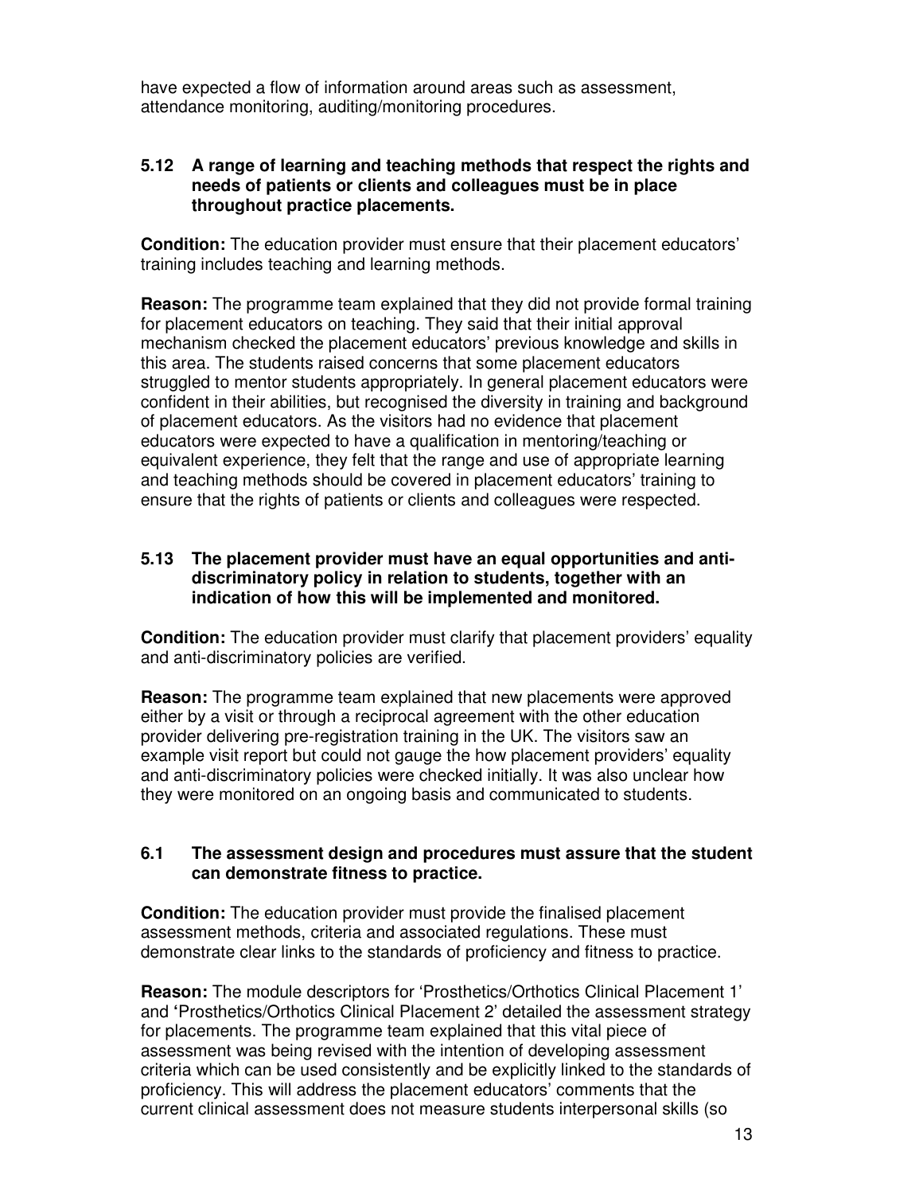have expected a flow of information around areas such as assessment, attendance monitoring, auditing/monitoring procedures.

**5.12 A range of learning and teaching methods that respect the rights and needs of patients or clients and colleagues must be in place throughout practice placements.**

**Condition:** The education provider must ensure that their placement educators' training includes teaching and learning methods.

**Reason:** The programme team explained that they did not provide formal training for placement educators on teaching. They said that their initial approval mechanism checked the placement educators' previous knowledge and skills in this area. The students raised concerns that some placement educators struggled to mentor students appropriately. In general placement educators were confident in their abilities, but recognised the diversity in training and background of placement educators. As the visitors had no evidence that placement educators were expected to have a qualification in mentoring/teaching or equivalent experience, they felt that the range and use of appropriate learning and teaching methods should be covered in placement educators' training to ensure that the rights of patients or clients and colleagues were respected.

**5.13 The placement provider must have an equal opportunities and anti-discriminatory policy in relation to students, together with an indication of how this will be implemented and monitored.**

**Condition:** The education provider must clarify that placement providers' equality and anti-discriminatory policies are verified.

**Reason:** The programme team explained that new placements were approved either by a visit or through a reciprocal agreement with the other education provider delivering pre-registration training in the UK. The visitors saw an example visit report but could not gauge the how placement providers' equality and anti-discriminatory policies were checked initially. It was also unclear how they were monitored on an ongoing basis and communicated to students.

**6.1 The assessment design and procedures must assure that the student can demonstrate fitness to practice.**

**Condition:** The education provider must provide the finalised placement assessment methods, criteria and associated regulations. These must demonstrate clear links to the standards of proficiency and fitness to practice.

**Reason:** The module descriptors for 'Prosthetics/Orthotics Clinical Placement 1' and 'Prosthetics/Orthotics Clinical Placement 2' detailed the assessment strategy for placements. The programme team explained that this vital piece of assessment was being revised with the intention of developing assessment criteria which can be used consistently and be explicitly linked to the standards of proficiency. This will address the placement educators' comments that the current clinical assessment does not measure students interpersonal skills (so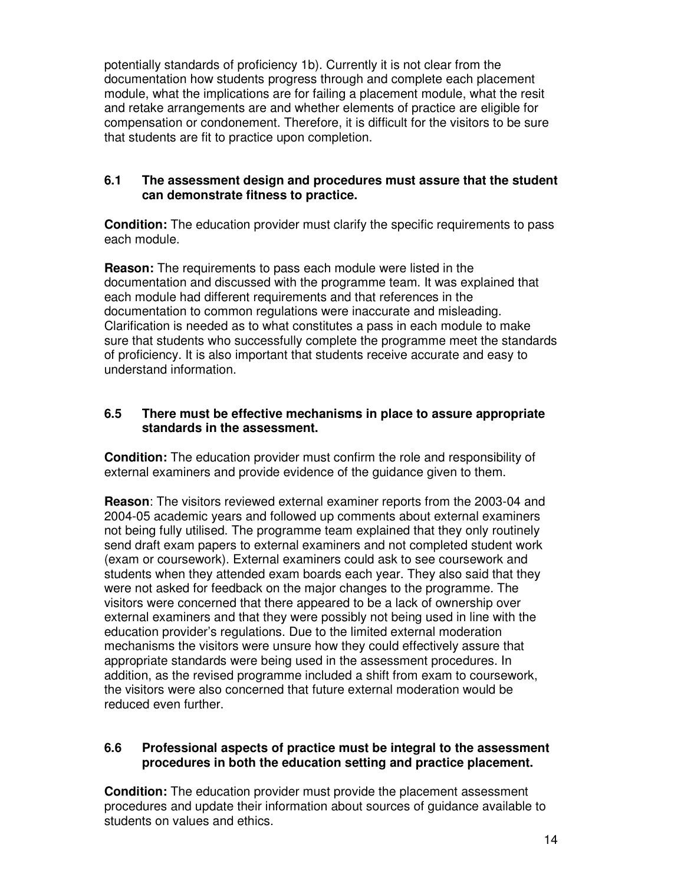potentially standards of proficiency 1b). Currently it is not clear from the documentation how students progress through and complete each placement module, what the implications are for failing a placement module, what the resit and retake arrangements are and whether elements of practice are eligible for compensation or condonement. Therefore, it is difficult for the visitors to be sure that students are fit to practice upon completion.

**6.1 The assessment design and procedures must assure that the student can demonstrate fitness to practice.**

**Condition:** The education provider must clarify the specific requirements to pass each module.

**Reason:** The requirements to pass each module were listed in the documentation and discussed with the programme team. It was explained that each module had different requirements and that references in the documentation to common regulations were inaccurate and misleading. Clarification is needed as to what constitutes a pass in each module to make sure that students who successfully complete the programme meet the standards of proficiency. It is also important that students receive accurate and easy to understand information.

**6.5 There must be effective mechanisms in place to assure appropriate standards in the assessment.**

**Condition:** The education provider must confirm the role and responsibility of external examiners and provide evidence of the guidance given to them.

**Reason**: The visitors reviewed external examiner reports from the 2003-04 and 2004-05 academic years and followed up comments about external examiners not being fully utilised. The programme team explained that they only routinely send draft exam papers to external examiners and not completed student work (exam or coursework). External examiners could ask to see coursework and students when they attended exam boards each year. They also said that they were not asked for feedback on the major changes to the programme. The visitors were concerned that there appeared to be a lack of ownership over external examiners and that they were possibly not being used in line with the education provider's regulations. Due to the limited external moderation mechanisms the visitors were unsure how they could effectively assure that appropriate standards were being used in the assessment procedures. In addition, as the revised programme included a shift from exam to coursework, the visitors were also concerned that future external moderation would be reduced even further.

**6.6 Professional aspects of practice must be integral to the assessment procedures in both the education setting and practice placement.**

**Condition:** The education provider must provide the placement assessment procedures and update their information about sources of guidance available to students on values and ethics.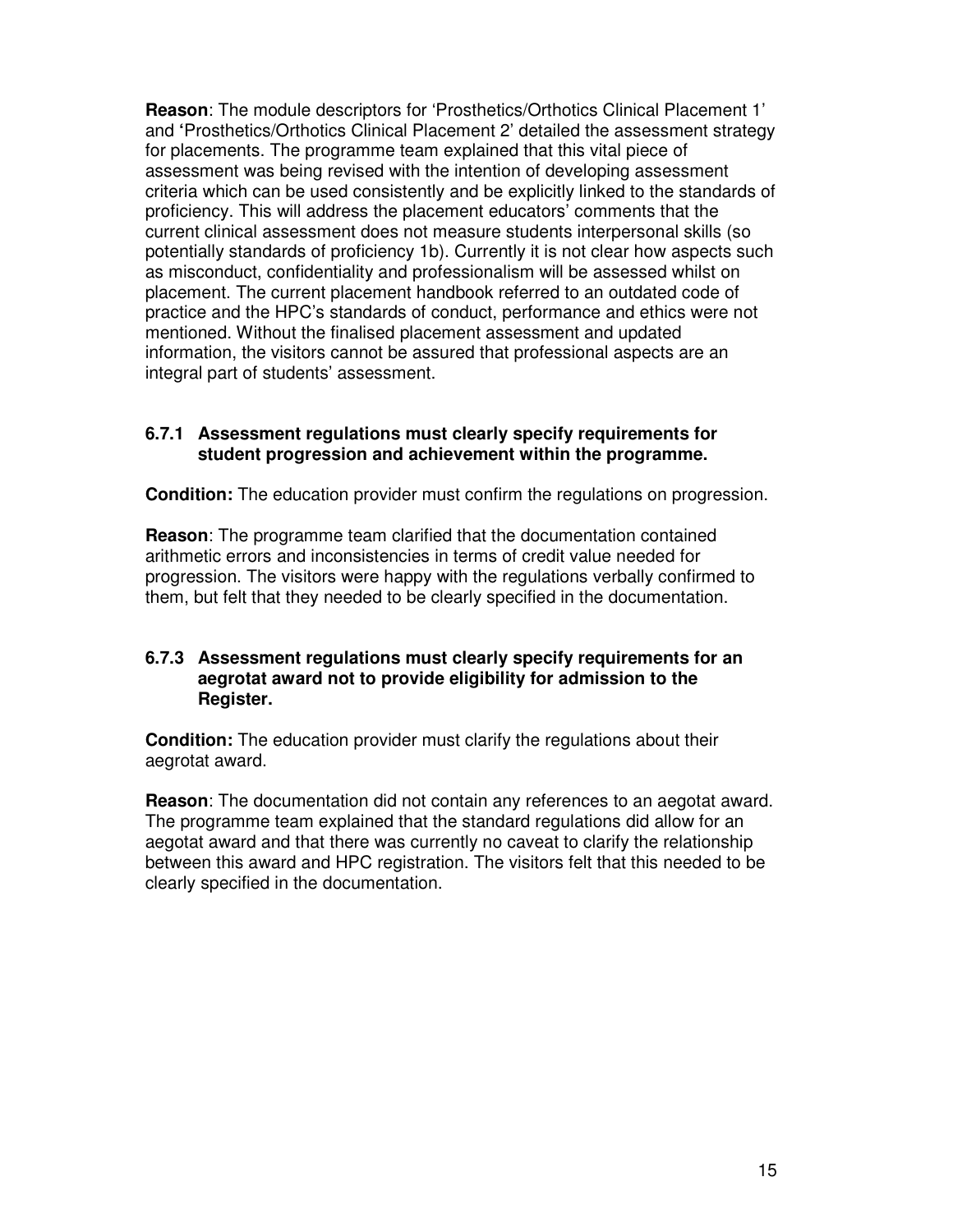**Reason**: The module descriptors for 'Prosthetics/Orthotics Clinical Placement 1' and 'Prosthetics/Orthotics Clinical Placement 2' detailed the assessment strategy for placements. The programme team explained that this vital piece of assessment was being revised with the intention of developing assessment criteria which can be used consistently and be explicitly linked to the standards of proficiency. This will address the placement educators' comments that the current clinical assessment does not measure students interpersonal skills (so potentially standards of proficiency 1b). Currently it is not clear how aspects such as misconduct, confidentiality and professionalism will be assessed whilst on placement. The current placement handbook referred to an outdated code of practice and the HPC's standards of conduct, performance and ethics were not mentioned. Without the finalised placement assessment and updated information, the visitors cannot be assured that professional aspects are an integral part of students' assessment.

**6.7.1 Assessment regulations must clearly specify requirements for student progression and achievement within the programme.**

**Condition:** The education provider must confirm the regulations on progression.

**Reason**: The programme team clarified that the documentation contained arithmetic errors and inconsistencies in terms of credit value needed for progression. The visitors were happy with the regulations verbally confirmed to them, but felt that they needed to be clearly specified in the documentation.

**6.7.3 Assessment regulations must clearly specify requirements for an aegrotat award not to provide eligibility for admission to the Register.**

**Condition:** The education provider must clarify the regulations about their aegrotat award.

**Reason**: The documentation did not contain any references to an aegotat award. The programme team explained that the standard regulations did allow for an aegotat award and that there was currently no caveat to clarify the relationship between this award and HPC registration. The visitors felt that this needed to be clearly specified in the documentation.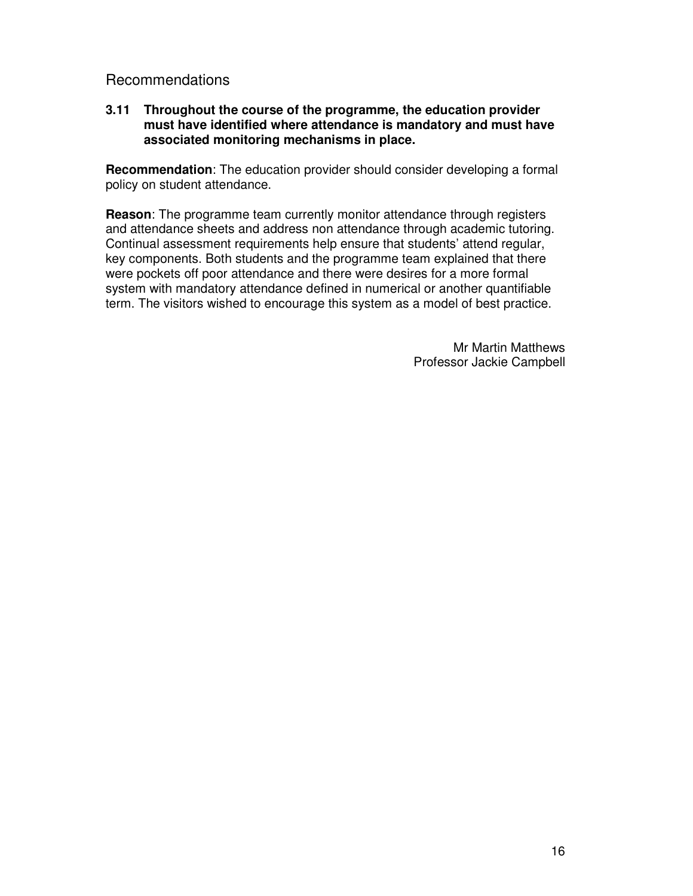## Recommendations

**3.11 Throughout the course of the programme, the education provider must have identified where attendance is mandatory and must have associated monitoring mechanisms in place.**

**Recommendation**: The education provider should consider developing a formal policy on student attendance.

**Reason**: The programme team currently monitor attendance through registers and attendance sheets and address non attendance through academic tutoring. Continual assessment requirements help ensure that students' attend regular, key components. Both students and the programme team explained that there were pockets off poor attendance and there were desires for a more formal system with mandatory attendance defined in numerical or another quantifiable term. The visitors wished to encourage this system as a model of best practice.

Mr Martin Matthews
Professor Jackie Campbell